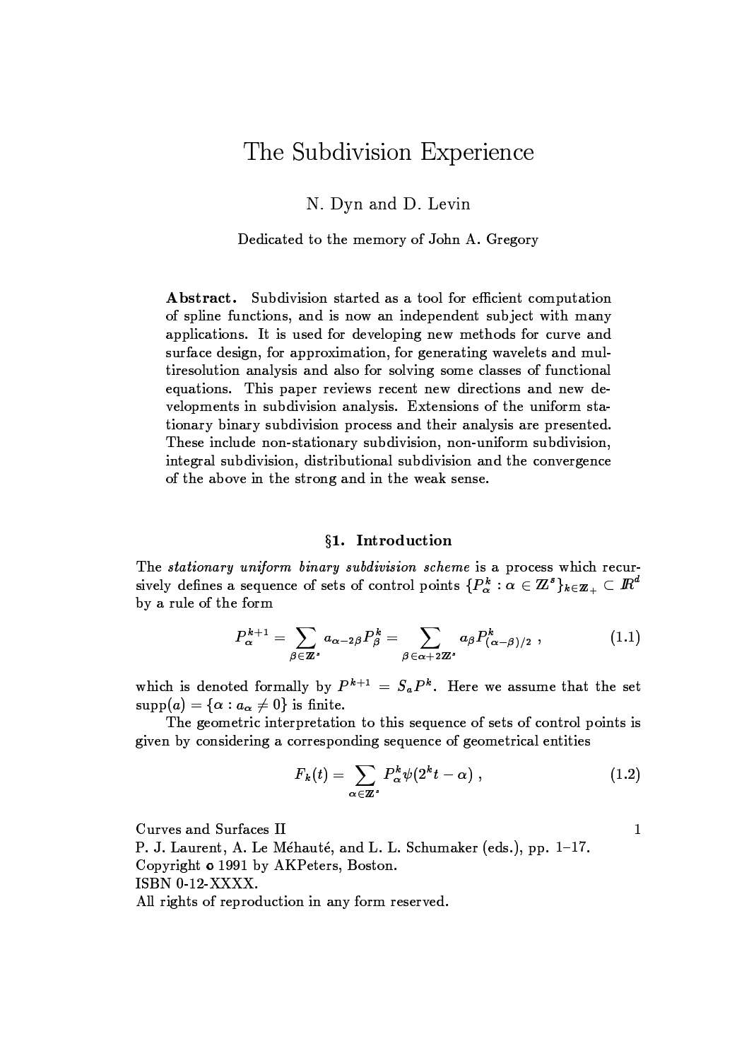# The Subdivision Experience

N. Dyn and D. Levin

Dedicated to the memory of John A. Gregory

**Abstract.** Subdivision started as a tool for efficient computation of spline functions, and is now an independent subject with many applications. It is used for developing new methods for curve and surface design, for approximation, for generating wavelets and multiresolution analysis and also for solving some classes of functional equations. This paper reviews recent new directions and new developments in subdivision analysis. Extensions of the uniform stationary binary subdivision process and their analysis are presented. These include non-stationary subdivision, non-uniform subdivision, integral subdivision, distributional subdivision and the convergence of the above in the strong and in the weak sense.

## §1. Introduction

The *stationary uniform binary subdivision scheme* is a process which recursively defines a sequence of sets of control points $\{P^k_\alpha : \alpha \in \mathbb{Z}^s\}_{k\in\mathbb{Z}_+} \subset \mathbb{R}^d$ by a rule of the form

$$P^{k+1}_\alpha = \sum_{\beta\in\mathbb{Z}^s} a_{\alpha-2\beta} P^k_\beta = \sum_{\beta\in\alpha+2\mathbb{Z}^s} a_\beta P^k_{(\alpha-\beta)/2} \ , \tag{1.1}$$

which is denoted formally by $P^{k+1} = S_a P^k$. Here we assume that the set $\text{supp}(a) = \{\alpha : a_\alpha \neq 0\}$ is finite.

The geometric interpretation to this sequence of sets of control points is given by considering a corresponding sequence of geometrical entities

$$F_k(t) = \sum_{\alpha\in\mathbb{Z}^s} P^k_\alpha \psi(2^k t - \alpha) \ , \tag{1.2}$$

Curves and Surfaces II
P. J. Laurent, A. Le Méhauté, and L. L. Schumaker (eds.), pp. 1–17.
Copyright © 1991 by AKPeters, Boston.
ISBN 0-12-XXXX.
All rights of reproduction in any form reserved.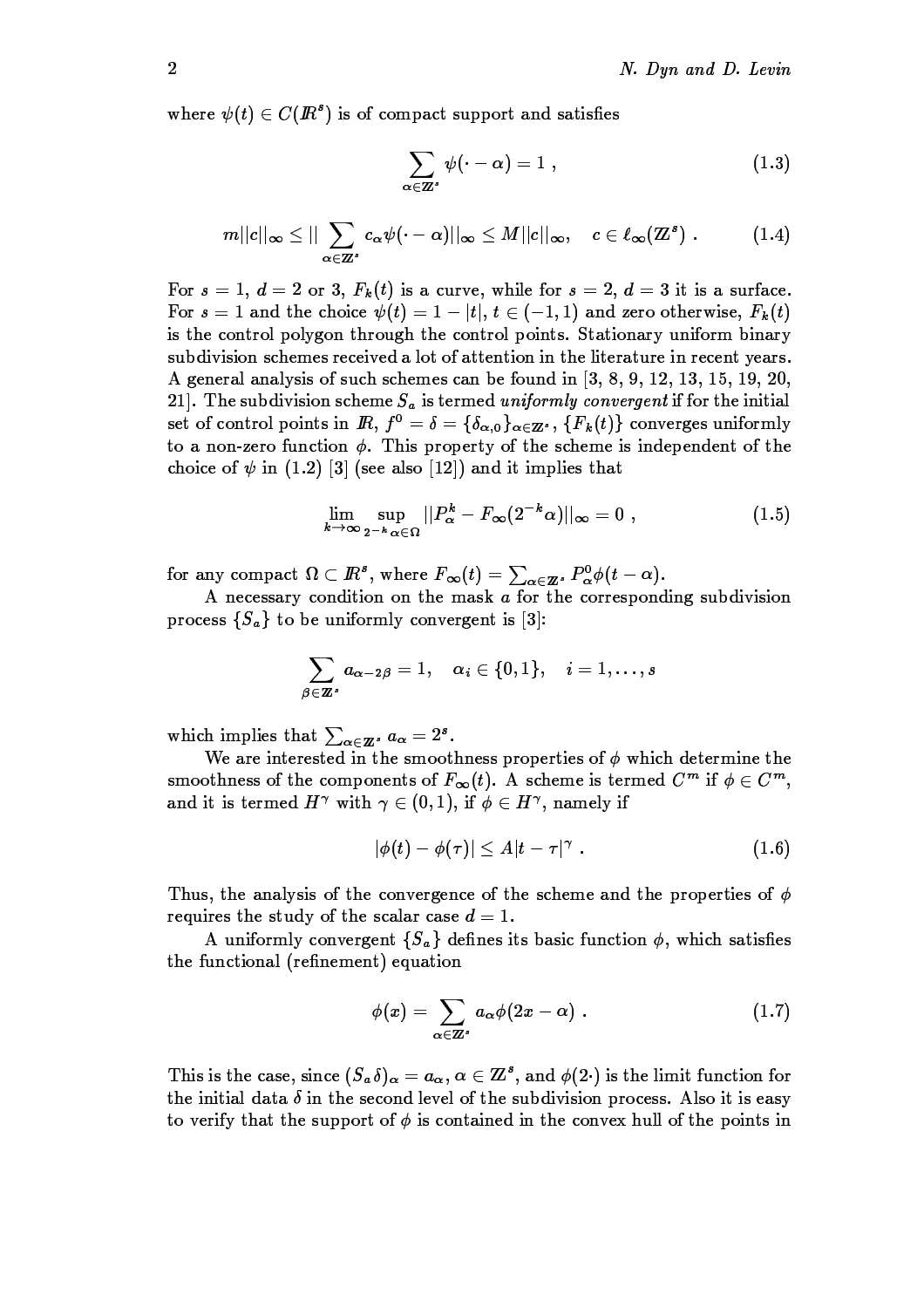where $\psi(t) \in C(I\!R^s)$ is of compact support and satisfies

$$\sum_{\alpha \in \mathbb{Z}^s} \psi(\cdot - \alpha) = 1 \ , \tag{1.3}$$

$$m||c||_\infty \leq || \sum_{\alpha \in \mathbb{Z}^s} c_\alpha \psi(\cdot - \alpha)||_\infty \leq M||c||_\infty, \quad c \in \ell_\infty(\mathbb{Z}^s) \ . \tag{1.4}$$

For $s = 1$, $d = 2$ or $3$, $F_k(t)$ is a curve, while for $s = 2$, $d = 3$ it is a surface. For $s = 1$ and the choice $\psi(t) = 1 - |t|$, $t \in (-1, 1)$ and zero otherwise, $F_k(t)$ is the control polygon through the control points. Stationary uniform binary subdivision schemes received a lot of attention in the literature in recent years. A general analysis of such schemes can be found in [3, 8, 9, 12, 13, 15, 19, 20, 21]. The subdivision scheme $S_a$ is termed *uniformly convergent* if for the initial set of control points in $I\!R$, $f^0 = \delta = \{\delta_{\alpha,0}\}_{\alpha \in \mathbb{Z}^s}$, $\{F_k(t)\}$ converges uniformly to a non-zero function $\phi$. This property of the scheme is independent of the choice of $\psi$ in (1.2) [3] (see also [12]) and it implies that

$$\lim_{k \to \infty} \sup_{2^{-k}\alpha \in \Omega} ||P^k_\alpha - F_\infty(2^{-k}\alpha)||_\infty = 0 \ , \tag{1.5}$$

for any compact $\Omega \subset I\!R^s$, where $F_\infty(t) = \sum_{\alpha \in \mathbb{Z}^s} P^0_\alpha \phi(t - \alpha)$.

A necessary condition on the mask $a$ for the corresponding subdivision process $\{S_a\}$ to be uniformly convergent is [3]:

$$\sum_{\beta \in \mathbb{Z}^s} a_{\alpha - 2\beta} = 1, \quad \alpha_i \in \{0, 1\}, \quad i = 1, \ldots, s$$

which implies that $\sum_{\alpha \in \mathbb{Z}^s} a_\alpha = 2^s$.

We are interested in the smoothness properties of $\phi$ which determine the smoothness of the components of $F_\infty(t)$. A scheme is termed $C^m$ if $\phi \in C^m$, and it is termed $H^\gamma$ with $\gamma \in (0, 1)$, if $\phi \in H^\gamma$, namely if

$$|\phi(t) - \phi(\tau)| \leq A|t - \tau|^\gamma \ . \tag{1.6}$$

Thus, the analysis of the convergence of the scheme and the properties of $\phi$ requires the study of the scalar case $d = 1$.

A uniformly convergent $\{S_a\}$ defines its basic function $\phi$, which satisfies the functional (refinement) equation

$$\phi(x) = \sum_{\alpha \in \mathbb{Z}^s} a_\alpha \phi(2x - \alpha) \ . \tag{1.7}$$

This is the case, since $(S_a \delta)_\alpha = a_\alpha$, $\alpha \in \mathbb{Z}^s$, and $\phi(2\cdot)$ is the limit function for the initial data $\delta$ in the second level of the subdivision process. Also it is easy to verify that the support of $\phi$ is contained in the convex hull of the points in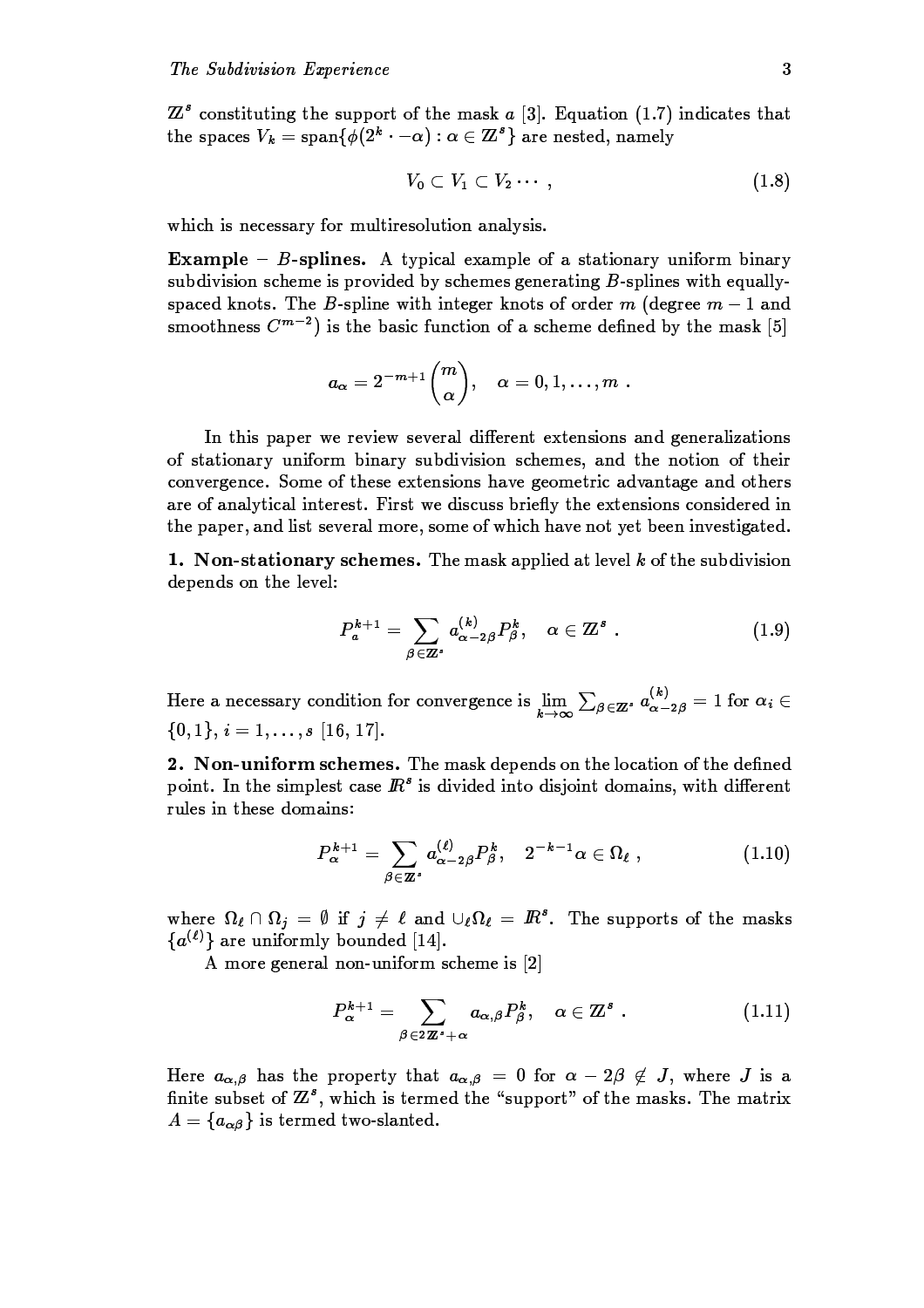$\mathbb{Z}^s$ constituting the support of the mask $a$ [3]. Equation (1.7) indicates that the spaces $V_k = \text{span}\{\phi(2^k \cdot -\alpha) : \alpha \in \mathbb{Z}^s\}$ are nested, namely

$$V_0 \subset V_1 \subset V_2 \cdots , \tag{1.8}$$

which is necessary for multiresolution analysis.

**Example – $B$-splines.** A typical example of a stationary uniform binary subdivision scheme is provided by schemes generating $B$-splines with equally-spaced knots. The $B$-spline with integer knots of order $m$ (degree $m-1$ and smoothness $C^{m-2}$) is the basic function of a scheme defined by the mask [5]

$$a_\alpha = 2^{-m+1}\binom{m}{\alpha}, \quad \alpha = 0, 1, \ldots, m \ .$$

In this paper we review several different extensions and generalizations of stationary uniform binary subdivision schemes, and the notion of their convergence. Some of these extensions have geometric advantage and others are of analytical interest. First we discuss briefly the extensions considered in the paper, and list several more, some of which have not yet been investigated.

**1. Non-stationary schemes.** The mask applied at level $k$ of the subdivision depends on the level:

$$P_a^{k+1} = \sum_{\beta \in \mathbb{Z}^s} a_{\alpha-2\beta}^{(k)} P_\beta^k, \quad \alpha \in \mathbb{Z}^s \ . \tag{1.9}$$

Here a necessary condition for convergence is $\lim\limits_{k\to\infty} \sum_{\beta \in \mathbb{Z}^s} a_{\alpha-2\beta}^{(k)} = 1$ for $\alpha_i \in \{0,1\}$, $i = 1, \ldots, s$ [16, 17].

**2. Non-uniform schemes.** The mask depends on the location of the defined point. In the simplest case $\mathbb{R}^s$ is divided into disjoint domains, with different rules in these domains:

$$P_\alpha^{k+1} = \sum_{\beta \in \mathbb{Z}^s} a_{\alpha-2\beta}^{(\ell)} P_\beta^k, \quad 2^{-k-1}\alpha \in \Omega_\ell \ , \tag{1.10}$$

where $\Omega_\ell \cap \Omega_j = \emptyset$ if $j \neq \ell$ and $\cup_\ell \Omega_\ell = \mathbb{R}^s$. The supports of the masks $\{a^{(\ell)}\}$ are uniformly bounded [14].

A more general non-uniform scheme is [2]

$$P_\alpha^{k+1} = \sum_{\beta \in 2\mathbb{Z}^s + \alpha} a_{\alpha,\beta} P_\beta^k, \quad \alpha \in \mathbb{Z}^s \ . \tag{1.11}$$

Here $a_{\alpha,\beta}$ has the property that $a_{\alpha,\beta} = 0$ for $\alpha - 2\beta \notin J$, where $J$ is a finite subset of $\mathbb{Z}^s$, which is termed the "support" of the masks. The matrix $A = \{a_{\alpha\beta}\}$ is termed two-slanted.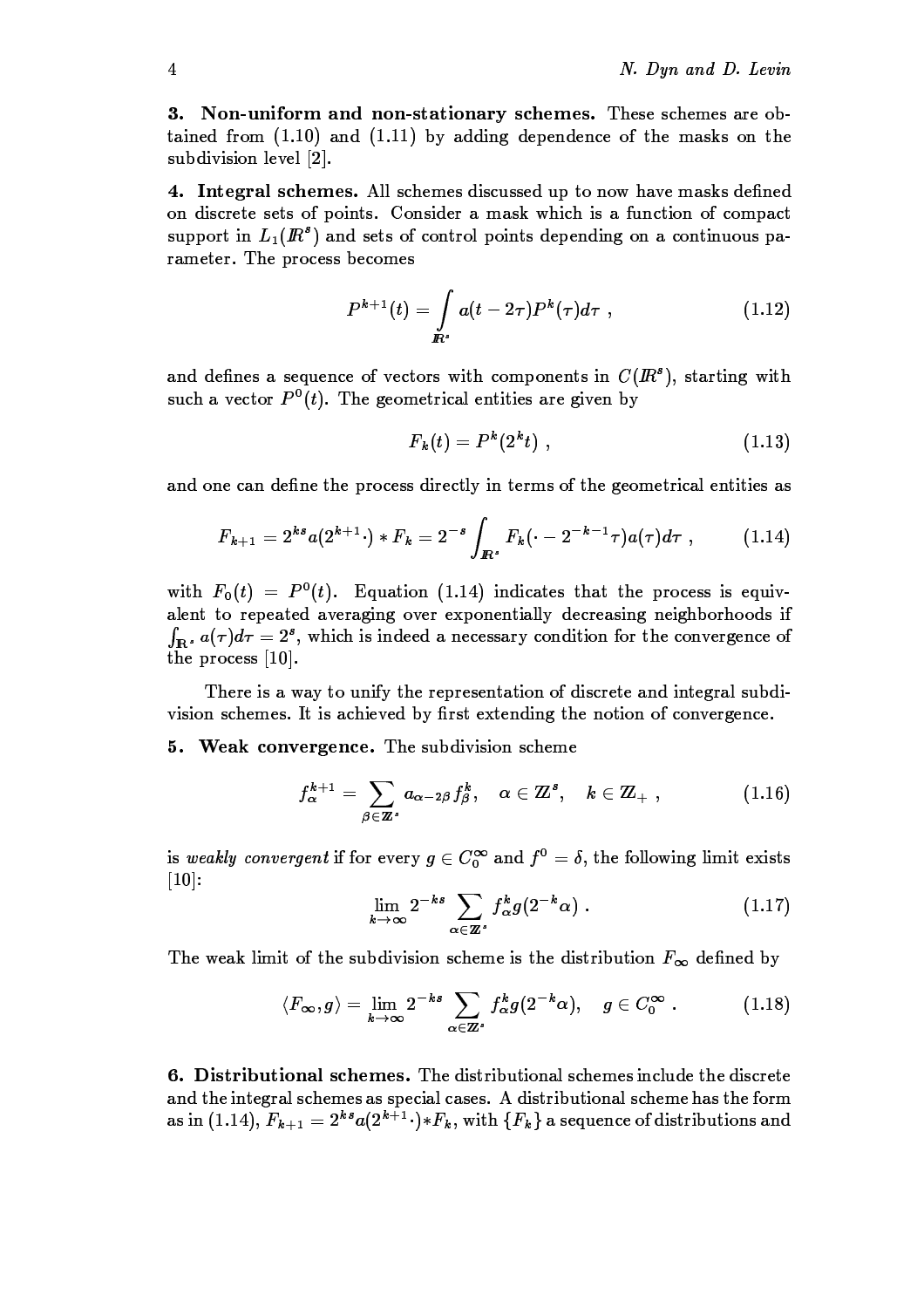**3. Non-uniform and non-stationary schemes.** These schemes are obtained from (1.10) and (1.11) by adding dependence of the masks on the subdivision level [2].

**4. Integral schemes.** All schemes discussed up to now have masks defined on discrete sets of points. Consider a mask which is a function of compact support in $L_1(\mathbb{R}^s)$ and sets of control points depending on a continuous parameter. The process becomes

$$P^{k+1}(t) = \int_{\mathbb{R}^s} a(t - 2\tau) P^k(\tau) d\tau \ , \tag{1.12}$$

and defines a sequence of vectors with components in $C(\mathbb{R}^s)$, starting with such a vector $P^0(t)$. The geometrical entities are given by

$$F_k(t) = P^k(2^k t) \ , \tag{1.13}$$

and one can define the process directly in terms of the geometrical entities as

$$F_{k+1} = 2^{ks} a(2^{k+1} \cdot) * F_k = 2^{-s} \int_{\mathbb{R}^s} F_k(\cdot - 2^{-k-1}\tau) a(\tau) d\tau \ , \tag{1.14}$$

with $F_0(t) = P^0(t)$. Equation (1.14) indicates that the process is equivalent to repeated averaging over exponentially decreasing neighborhoods if $\int_{\mathbb{R}^s} a(\tau) d\tau = 2^s$, which is indeed a necessary condition for the convergence of the process [10].

There is a way to unify the representation of discrete and integral subdivision schemes. It is achieved by first extending the notion of convergence.

**5. Weak convergence.** The subdivision scheme

$$f_\alpha^{k+1} = \sum_{\beta \in \mathbb{Z}^s} a_{\alpha - 2\beta} f_\beta^k, \quad \alpha \in \mathbb{Z}^s, \quad k \in \mathbb{Z}_+ \ , \tag{1.16}$$

is *weakly convergent* if for every $g \in C_0^\infty$ and $f^0 = \delta$, the following limit exists [10]:

$$\lim_{k \to \infty} 2^{-ks} \sum_{\alpha \in \mathbb{Z}^s} f_\alpha^k g(2^{-k}\alpha) \ . \tag{1.17}$$

The weak limit of the subdivision scheme is the distribution $F_\infty$ defined by

$$\langle F_\infty, g \rangle = \lim_{k \to \infty} 2^{-ks} \sum_{\alpha \in \mathbb{Z}^s} f_\alpha^k g(2^{-k}\alpha), \quad g \in C_0^\infty \ . \tag{1.18}$$

**6. Distributional schemes.** The distributional schemes include the discrete and the integral schemes as special cases. A distributional scheme has the form as in (1.14), $F_{k+1} = 2^{ks} a(2^{k+1} \cdot) * F_k$, with $\{F_k\}$ a sequence of distributions and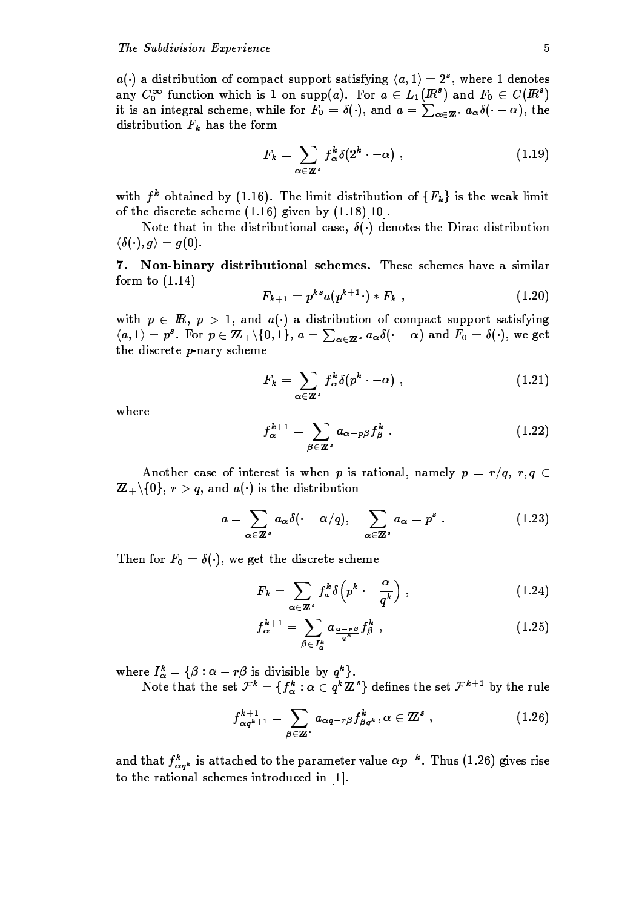$a(\cdot)$ a distribution of compact support satisfying $\langle a, 1\rangle = 2^s$, where 1 denotes any $C_0^\infty$ function which is 1 on supp$(a)$. For $a \in L_1(\mathbb{R}^s)$ and $F_0 \in C(\mathbb{R}^s)$ it is an integral scheme, while for $F_0 = \delta(\cdot)$, and $a = \sum_{\alpha\in\mathbb{Z}^s} a_\alpha \delta(\cdot - \alpha)$, the distribution $F_k$ has the form

$$F_k = \sum_{\alpha\in\mathbb{Z}^s} f_\alpha^k \delta(2^k \cdot - \alpha) \;, \tag{1.19}$$

with $f^k$ obtained by (1.16). The limit distribution of $\{F_k\}$ is the weak limit of the discrete scheme (1.16) given by (1.18)[10].

Note that in the distributional case, $\delta(\cdot)$ denotes the Dirac distribution $\langle \delta(\cdot), g\rangle = g(0)$.

**7. Non-binary distributional schemes.** These schemes have a similar form to (1.14)

$$F_{k+1} = p^{ks} a(p^{k+1}\cdot) * F_k \;, \tag{1.20}$$

with $p \in \mathbb{R}$, $p > 1$, and $a(\cdot)$ a distribution of compact support satisfying $\langle a, 1\rangle = p^s$. For $p \in \mathbb{Z}_+\backslash\{0, 1\}$, $a = \sum_{\alpha\in\mathbb{Z}^s} a_\alpha\delta(\cdot - \alpha)$ and $F_0 = \delta(\cdot)$, we get the discrete $p$-nary scheme

$$F_k = \sum_{\alpha\in\mathbb{Z}^s} f_\alpha^k \delta(p^k \cdot - \alpha) \;, \tag{1.21}$$

where

$$f_\alpha^{k+1} = \sum_{\beta\in\mathbb{Z}^s} a_{\alpha - p\beta} f_\beta^k \;. \tag{1.22}$$

Another case of interest is when $p$ is rational, namely $p = r/q$, $r, q \in \mathbb{Z}_+\backslash\{0\}$, $r > q$, and $a(\cdot)$ is the distribution

$$a = \sum_{\alpha\in\mathbb{Z}^s} a_\alpha \delta(\cdot - \alpha/q), \quad \sum_{\alpha\in\mathbb{Z}^s} a_\alpha = p^s \;. \tag{1.23}$$

Then for $F_0 = \delta(\cdot)$, we get the discrete scheme

$$F_k = \sum_{\alpha\in\mathbb{Z}^s} f_a^k \delta\left(p^k \cdot - \frac{\alpha}{q^k}\right) \;, \tag{1.24}$$

$$f_\alpha^{k+1} = \sum_{\beta\in I_\alpha^k} a_{\frac{\alpha - r\beta}{q^k}} f_\beta^k \;, \tag{1.25}$$

where $I_\alpha^k = \{\beta : \alpha - r\beta \text{ is divisible by } q^k\}$.

Note that the set $\mathcal{F}^k = \{f_\alpha^k : \alpha \in q^k\mathbb{Z}^s\}$ defines the set $\mathcal{F}^{k+1}$ by the rule

$$f_{\alpha q^{k+1}}^{k+1} = \sum_{\beta\in\mathbb{Z}^s} a_{\alpha q - r\beta} f_{\beta q^k}^k \,, \alpha \in \mathbb{Z}^s \;, \tag{1.26}$$

and that $f_{\alpha q^k}^k$ is attached to the parameter value $\alpha p^{-k}$. Thus (1.26) gives rise to the rational schemes introduced in [1].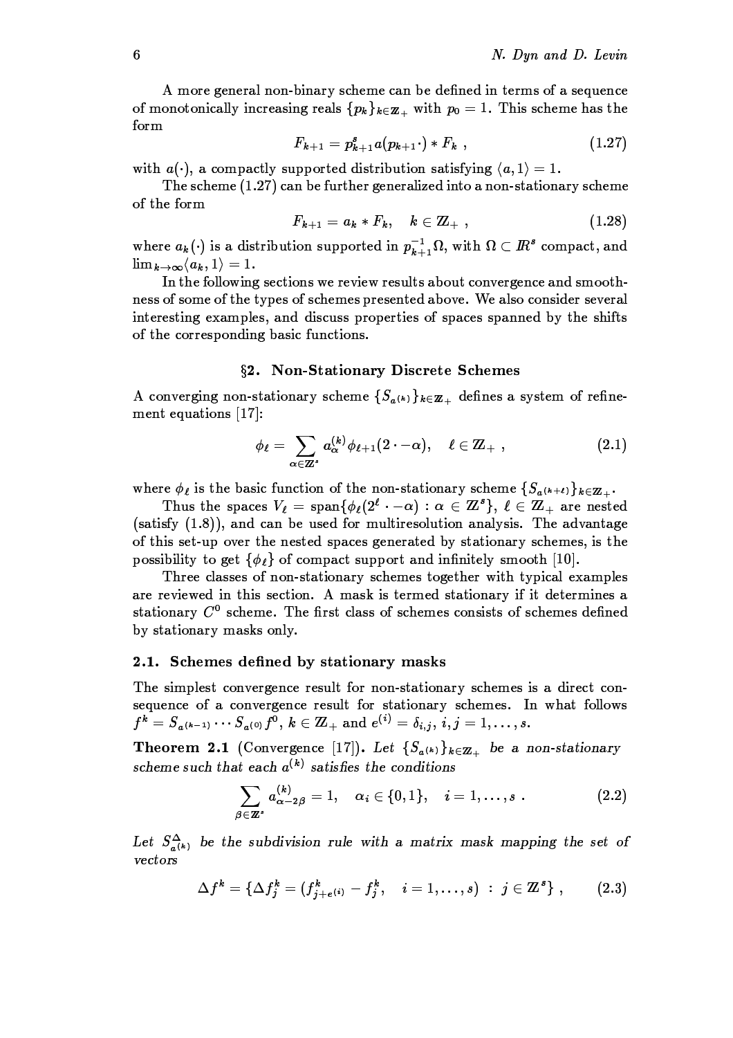A more general non-binary scheme can be defined in terms of a sequence of monotonically increasing reals $\{p_k\}_{k\in\mathbb{Z}_+}$ with $p_0 = 1$. This scheme has the form

$$F_{k+1} = p_{k+1}^s a(p_{k+1}\cdot) * F_k \ , \tag{1.27}$$

with $a(\cdot)$, a compactly supported distribution satisfying $\langle a, 1\rangle = 1$.

The scheme (1.27) can be further generalized into a non-stationary scheme of the form

$$F_{k+1} = a_k * F_k, \quad k \in \mathbb{Z}_+ \ , \tag{1.28}$$

where $a_k(\cdot)$ is a distribution supported in $p_{k+1}^{-1}\Omega$, with $\Omega \subset \mathbb{R}^s$ compact, and $\lim_{k\to\infty}\langle a_k, 1\rangle = 1$.

In the following sections we review results about convergence and smoothness of some of the types of schemes presented above. We also consider several interesting examples, and discuss properties of spaces spanned by the shifts of the corresponding basic functions.

## §2. Non-Stationary Discrete Schemes

A converging non-stationary scheme $\{S_{a^{(k)}}\}_{k\in\mathbb{Z}_+}$ defines a system of refinement equations [17]:

$$\phi_\ell = \sum_{\alpha\in\mathbb{Z}^s} a_\alpha^{(k)} \phi_{\ell+1}(2\cdot - \alpha), \quad \ell \in \mathbb{Z}_+ \ , \tag{2.1}$$

where $\phi_\ell$ is the basic function of the non-stationary scheme $\{S_{a^{(k+\ell)}}\}_{k\in\mathbb{Z}_+}$.

Thus the spaces $V_\ell = \text{span}\{\phi_\ell(2^\ell\cdot - \alpha) : \alpha \in \mathbb{Z}^s\}$, $\ell \in \mathbb{Z}_+$ are nested (satisfy (1.8)), and can be used for multiresolution analysis. The advantage of this set-up over the nested spaces generated by stationary schemes, is the possibility to get $\{\phi_\ell\}$ of compact support and infinitely smooth [10].

Three classes of non-stationary schemes together with typical examples are reviewed in this section. A mask is termed stationary if it determines a stationary $C^0$ scheme. The first class of schemes consists of schemes defined by stationary masks only.

### 2.1. Schemes defined by stationary masks

The simplest convergence result for non-stationary schemes is a direct consequence of a convergence result for stationary schemes. In what follows $f^k = S_{a^{(k-1)}} \cdots S_{a^{(0)}} f^0$, $k \in \mathbb{Z}_+$ and $e^{(i)} = \delta_{i,j}$, $i, j = 1, \ldots, s$.

**Theorem 2.1** (Convergence [17]). *Let $\{S_{a^{(k)}}\}_{k\in\mathbb{Z}_+}$ be a non-stationary scheme such that each $a^{(k)}$ satisfies the conditions*

$$\sum_{\beta\in\mathbb{Z}^s} a_{\alpha-2\beta}^{(k)} = 1, \quad \alpha_i \in \{0, 1\}, \quad i = 1, \ldots, s \ . \tag{2.2}$$

*Let $S_{a^{(k)}}^\Delta$ be the subdivision rule with a matrix mask mapping the set of vectors*

$$\Delta f^k = \{\Delta f_j^k = (f_{j+e^{(i)}}^k - f_j^k, \quad i = 1, \ldots, s) \ : \ j \in \mathbb{Z}^s\} \ , \tag{2.3}$$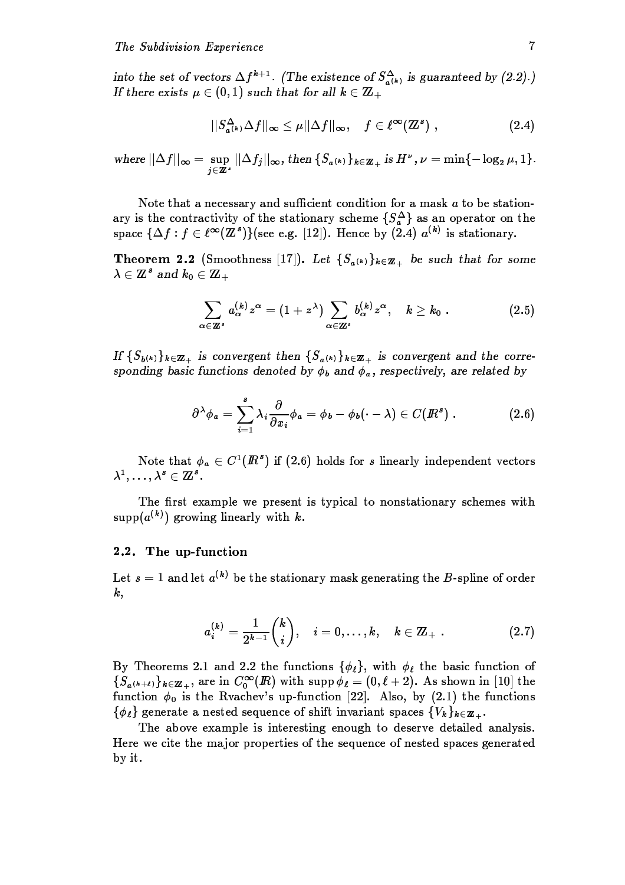*into the set of vectors $\Delta f^{k+1}$. (The existence of $S^{\Delta}_{a^{(k)}}$ is guaranteed by (2.2).) If there exists $\mu \in (0,1)$ such that for all $k \in \mathbb{Z}_+$*

$$||S^{\Delta}_{a^{(k)}} \Delta f||_\infty \le \mu ||\Delta f||_\infty, \quad f \in \ell^\infty(\mathbb{Z}^s) \ , \tag{2.4}$$

*where $||\Delta f||_\infty = \sup_{j \in \mathbb{Z}^s} ||\Delta f_j||_\infty$, then $\{S_{a^{(k)}}\}_{k \in \mathbb{Z}_+}$ is $H^\nu$, $\nu = \min\{-\log_2 \mu, 1\}$.*

Note that a necessary and sufficient condition for a mask $a$ to be stationary is the contractivity of the stationary scheme $\{S^{\Delta}_a\}$ as an operator on the space $\{\Delta f : f \in \ell^\infty(\mathbb{Z}^s)\}$(see e.g. [12]). Hence by (2.4) $a^{(k)}$ is stationary.

**Theorem 2.2** (Smoothness [17]). *Let $\{S_{a^{(k)}}\}_{k \in \mathbb{Z}_+}$ be such that for some $\lambda \in \mathbb{Z}^s$ and $k_0 \in \mathbb{Z}_+$*

$$\sum_{\alpha \in \mathbb{Z}^s} a^{(k)}_\alpha z^\alpha = (1 + z^\lambda) \sum_{\alpha \in \mathbb{Z}^s} b^{(k)}_\alpha z^\alpha, \quad k \ge k_0 \ . \tag{2.5}$$

*If $\{S_{b^{(k)}}\}_{k \in \mathbb{Z}_+}$ is convergent then $\{S_{a^{(k)}}\}_{k \in \mathbb{Z}_+}$ is convergent and the corresponding basic functions denoted by $\phi_b$ and $\phi_a$, respectively, are related by*

$$\partial^\lambda \phi_a = \sum_{i=1}^{s} \lambda_i \frac{\partial}{\partial x_i} \phi_a = \phi_b - \phi_b(\cdot - \lambda) \in C(\mathbb{R}^s) \ . \tag{2.6}$$

Note that $\phi_a \in C^1(\mathbb{R}^s)$ if (2.6) holds for $s$ linearly independent vectors $\lambda^1, \ldots, \lambda^s \in \mathbb{Z}^s$.

The first example we present is typical to nonstationary schemes with $\mathrm{supp}(a^{(k)})$ growing linearly with $k$.

## 2.2. The up-function

Let $s = 1$ and let $a^{(k)}$ be the stationary mask generating the $B$-spline of order $k$,

$$a^{(k)}_i = \frac{1}{2^{k-1}} \binom{k}{i}, \quad i = 0, \ldots, k, \quad k \in \mathbb{Z}_+ \ . \tag{2.7}$$

By Theorems 2.1 and 2.2 the functions $\{\phi_\ell\}$, with $\phi_\ell$ the basic function of $\{S_{a^{(k+\ell)}}\}_{k \in \mathbb{Z}_+}$, are in $C^\infty_0(\mathbb{R})$ with $\mathrm{supp}\, \phi_\ell = (0, \ell + 2)$. As shown in [10] the function $\phi_0$ is the Rvachev's up-function [22]. Also, by (2.1) the functions $\{\phi_\ell\}$ generate a nested sequence of shift invariant spaces $\{V_k\}_{k \in \mathbb{Z}_+}$.

The above example is interesting enough to deserve detailed analysis. Here we cite the major properties of the sequence of nested spaces generated by it.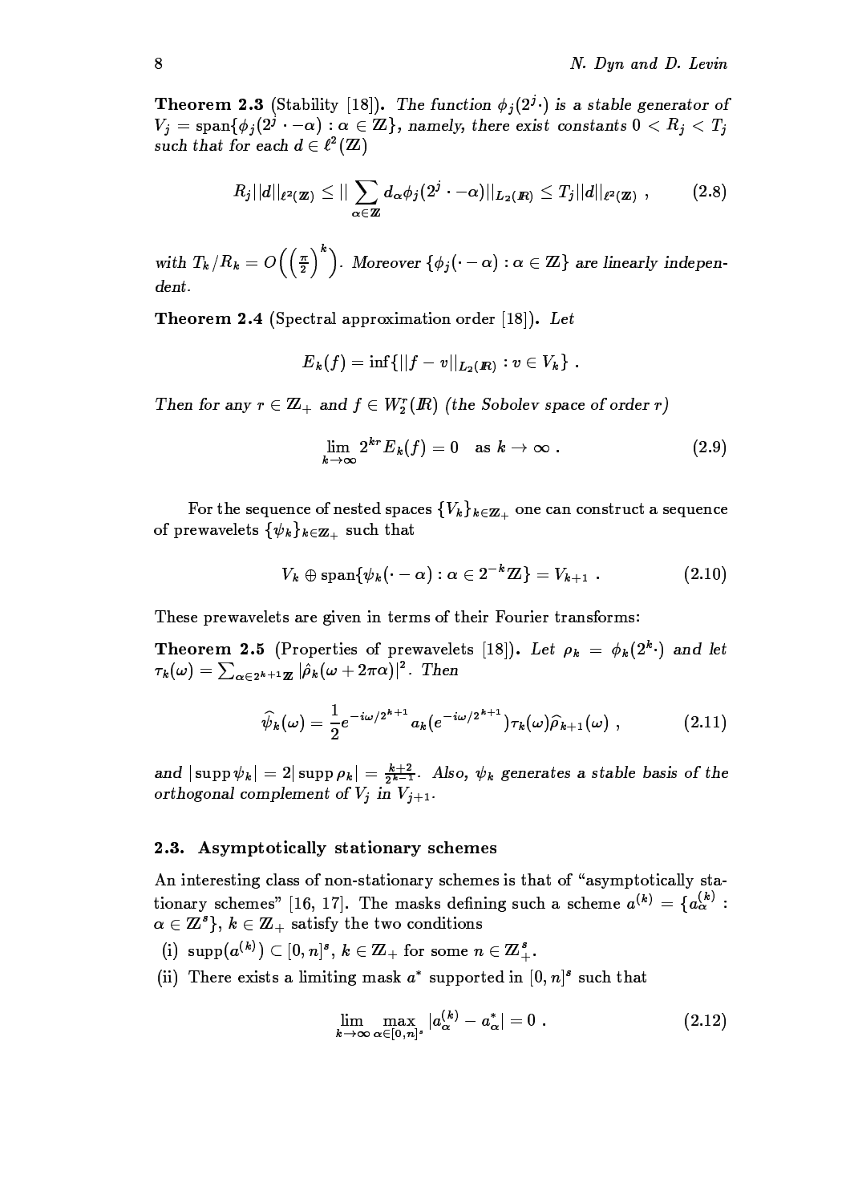**Theorem 2.3** (Stability [18]). *The function $\phi_j(2^j\cdot)$ is a stable generator of $V_j = \operatorname{span}\{\phi_j(2^j\cdot - \alpha) : \alpha \in \mathbb{Z}\}$, namely, there exist constants $0 < R_j < T_j$ such that for each $d \in \ell^2(\mathbb{Z})$*

$$R_j||d||_{\ell^2(\mathbb{Z})} \leq || \sum_{\alpha\in\mathbb{Z}} d_\alpha \phi_j(2^j \cdot - \alpha)||_{L_2(\mathbb{R})} \leq T_j||d||_{\ell^2(\mathbb{Z})} \ , \tag{2.8}$$

*with $T_k/R_k = O\Big(\big(\frac{\pi}{2}\big)^k\Big)$. Moreover $\{\phi_j(\cdot - \alpha) : \alpha \in \mathbb{Z}\}$ are linearly independent.*

**Theorem 2.4** (Spectral approximation order [18]). *Let*

$$E_k(f) = \inf\{||f - v||_{L_2(\mathbb{R})} : v \in V_k\} \ .$$

*Then for any $r \in \mathbb{Z}_+$ and $f \in W_2^r(\mathbb{R})$ (the Sobolev space of order $r$)*

$$\lim_{k\to\infty} 2^{kr}E_k(f) = 0 \quad \text{as } k \to \infty \ . \tag{2.9}$$

For the sequence of nested spaces $\{V_k\}_{k\in\mathbb{Z}_+}$ one can construct a sequence of prewavelets $\{\psi_k\}_{k\in\mathbb{Z}_+}$ such that

$$V_k \oplus \operatorname{span}\{\psi_k(\cdot - \alpha) : \alpha \in 2^{-k}\mathbb{Z}\} = V_{k+1} \ . \tag{2.10}$$

These prewavelets are given in terms of their Fourier transforms:

**Theorem 2.5** (Properties of prewavelets [18]). *Let $\rho_k = \phi_k(2^k\cdot)$ and let $\tau_k(\omega) = \sum_{\alpha\in 2^{k+1}\mathbb{Z}} |\hat\rho_k(\omega + 2\pi\alpha)|^2$. Then*

$$\widehat{\psi}_k(\omega) = \frac{1}{2}e^{-i\omega/2^{k+1}} a_k(e^{-i\omega/2^{k+1}})\tau_k(\omega)\widehat{\rho}_{k+1}(\omega) \ , \tag{2.11}$$

*and $|\operatorname{supp}\psi_k| = 2|\operatorname{supp}\rho_k| = \frac{k+2}{2^{k-1}}$. Also, $\psi_k$ generates a stable basis of the orthogonal complement of $V_j$ in $V_{j+1}$.*

### 2.3. Asymptotically stationary schemes

An interesting class of non-stationary schemes is that of "asymptotically stationary schemes" [16, 17]. The masks defining such a scheme $a^{(k)} = \{a_\alpha^{(k)} : \alpha \in \mathbb{Z}^s\}$, $k \in \mathbb{Z}_+$ satisfy the two conditions

(i) $\operatorname{supp}(a^{(k)}) \subset [0, n]^s$, $k \in \mathbb{Z}_+$ for some $n \in \mathbb{Z}_+^s$.

(ii) There exists a limiting mask $a^*$ supported in $[0, n]^s$ such that

$$\lim_{k\to\infty} \max_{\alpha\in[0,n]^s} |a_\alpha^{(k)} - a_\alpha^*| = 0 \ . \tag{2.12}$$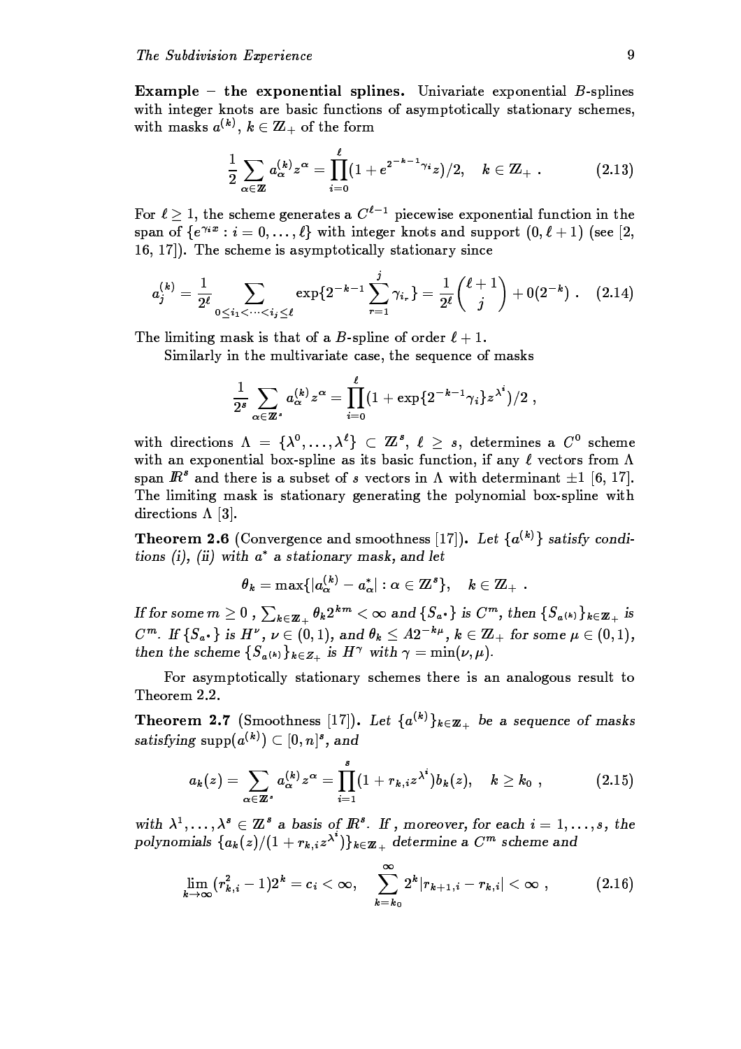**Example – the exponential splines.** Univariate exponential $B$-splines with integer knots are basic functions of asymptotically stationary schemes, with masks $a^{(k)}$, $k \in \mathbb{Z}_+$ of the form

$$\frac{1}{2}\sum_{\alpha\in\mathbb{Z}} a_\alpha^{(k)} z^\alpha = \prod_{i=0}^{\ell}(1+e^{2^{-k-1}\gamma_i}z)/2, \quad k \in \mathbb{Z}_+ \ . \tag{2.13}$$

For $\ell \geq 1$, the scheme generates a $C^{\ell-1}$ piecewise exponential function in the span of $\{e^{\gamma_i x} : i = 0,\ldots,\ell\}$ with integer knots and support $(0,\ell+1)$ (see [2, 16, 17]). The scheme is asymptotically stationary since

$$a_j^{(k)} = \frac{1}{2^\ell}\sum_{0\leq i_1<\cdots<i_j\leq \ell} \exp\{2^{-k-1}\sum_{r=1}^{j}\gamma_{i_r}\} = \frac{1}{2^\ell}\binom{\ell+1}{j} + 0(2^{-k}) \ . \tag{2.14}$$

The limiting mask is that of a $B$-spline of order $\ell+1$.

Similarly in the multivariate case, the sequence of masks

$$\frac{1}{2^s}\sum_{\alpha\in\mathbb{Z}^s} a_\alpha^{(k)} z^\alpha = \prod_{i=0}^{\ell}(1+\exp\{2^{-k-1}\gamma_i\}z^{\lambda^i})/2 \ ,$$

with directions $\Lambda = \{\lambda^0,\ldots,\lambda^\ell\} \subset \mathbb{Z}^s$, $\ell \geq s$, determines a $C^0$ scheme with an exponential box-spline as its basic function, if any $\ell$ vectors from $\Lambda$ span $\mathbb{R}^s$ and there is a subset of $s$ vectors in $\Lambda$ with determinant $\pm 1$ [6, 17]. The limiting mask is stationary generating the polynomial box-spline with directions $\Lambda$ [3].

**Theorem 2.6** (Convergence and smoothness [17]). *Let $\{a^{(k)}\}$ satisfy conditions (i), (ii) with $a^*$ a stationary mask, and let*

$$\theta_k = \max\{|a_\alpha^{(k)} - a_\alpha^*| : \alpha \in \mathbb{Z}^s\}, \quad k \in \mathbb{Z}_+ \ .$$

*If for some $m \geq 0$ , $\sum_{k\in\mathbb{Z}_+}\theta_k 2^{km} < \infty$ and $\{S_{a^*}\}$ is $C^m$, then $\{S_{a^{(k)}}\}_{k\in\mathbb{Z}_+}$ is $C^m$. If $\{S_{a^*}\}$ is $H^\nu$, $\nu \in (0,1)$, and $\theta_k \leq A2^{-k\mu}$, $k \in \mathbb{Z}_+$ for some $\mu \in (0,1)$, then the scheme $\{S_{a^{(k)}}\}_{k\in Z_+}$ is $H^\gamma$ with $\gamma = \min(\nu,\mu)$.*

For asymptotically stationary schemes there is an analogous result to Theorem 2.2.

**Theorem 2.7** (Smoothness [17]). *Let $\{a^{(k)}\}_{k\in\mathbb{Z}_+}$ be a sequence of masks satisfying $\mathrm{supp}(a^{(k)}) \subset [0,n]^s$, and*

$$a_k(z) = \sum_{\alpha\in\mathbb{Z}^s} a_\alpha^{(k)} z^\alpha = \prod_{i=1}^{s}(1+r_{k,i}z^{\lambda^i})b_k(z), \quad k \geq k_0 \ , \tag{2.15}$$

*with $\lambda^1,\ldots,\lambda^s \in \mathbb{Z}^s$ a basis of $\mathbb{R}^s$. If , moreover, for each $i = 1,\ldots,s$, the polynomials $\{a_k(z)/(1+r_{k,i}z^{\lambda^i})\}_{k\in\mathbb{Z}_+}$ determine a $C^m$ scheme and*

$$\lim_{k\to\infty}(r_{k,i}^2 - 1)2^k = c_i < \infty, \quad \sum_{k=k_0}^{\infty} 2^k|r_{k+1,i} - r_{k,i}| < \infty \ , \tag{2.16}$$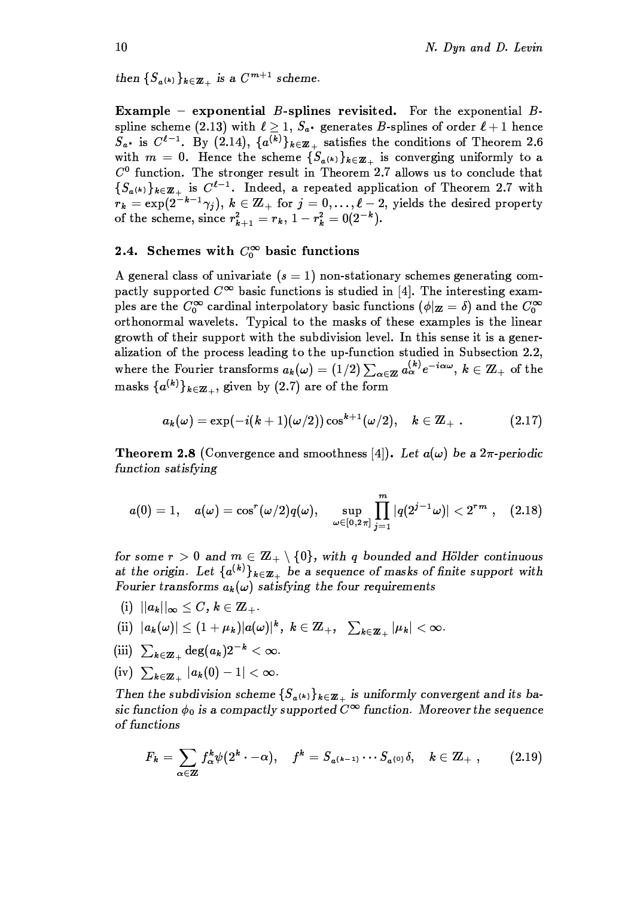then $\{S_{a^{(k)}}\}_{k\in\mathbb{Z}_+}$ is a $C^{m+1}$ scheme.

**Example – exponential *B*-splines revisited.** For the exponential $B$-spline scheme (2.13) with $\ell \geq 1$, $S_{a^*}$ generates $B$-splines of order $\ell+1$ hence $S_{a^*}$ is $C^{\ell-1}$. By (2.14), $\{a^{(k)}\}_{k\in\mathbb{Z}_+}$ satisfies the conditions of Theorem 2.6 with $m = 0$. Hence the scheme $\{S_{a^{(k)}}\}_{k\in\mathbb{Z}_+}$ is converging uniformly to a $C^0$ function. The stronger result in Theorem 2.7 allows us to conclude that $\{S_{a^{(k)}}\}_{k\in\mathbb{Z}_+}$ is $C^{\ell-1}$. Indeed, a repeated application of Theorem 2.7 with $r_k = \exp(2^{-k-1}\gamma_j)$, $k \in \mathbb{Z}_+$ for $j = 0,\ldots,\ell-2$, yields the desired property of the scheme, since $r_{k+1}^2 = r_k$, $1 - r_k^2 = 0(2^{-k})$.

## 2.4. Schemes with $C_0^\infty$ basic functions

A general class of univariate ($s = 1$) non-stationary schemes generating compactly supported $C^\infty$ basic functions is studied in [4]. The interesting examples are the $C_0^\infty$ cardinal interpolatory basic functions ($\phi|_{\mathbb{Z}} = \delta$) and the $C_0^\infty$ orthonormal wavelets. Typical to the masks of these examples is the linear growth of their support with the subdivision level. In this sense it is a generalization of the process leading to the up-function studied in Subsection 2.2, where the Fourier transforms $a_k(\omega) = (1/2)\sum_{\alpha\in\mathbb{Z}} a_\alpha^{(k)} e^{-i\alpha\omega}$, $k \in \mathbb{Z}_+$ of the masks $\{a^{(k)}\}_{k\in\mathbb{Z}_+}$, given by (2.7) are of the form

$$a_k(\omega) = \exp(-i(k+1)(\omega/2))\cos^{k+1}(\omega/2), \quad k \in \mathbb{Z}_+ \ . \tag{2.17}$$

**Theorem 2.8** (Convergence and smoothness [4]). *Let $a(\omega)$ be a $2\pi$-periodic function satisfying*

$$a(0) = 1, \quad a(\omega) = \cos^r(\omega/2)q(\omega), \quad \sup_{\omega\in[0,2\pi]} \prod_{j=1}^{m} |q(2^{j-1}\omega)| < 2^{rm} \ , \tag{2.18}$$

*for some $r > 0$ and $m \in \mathbb{Z}_+ \setminus \{0\}$, with $q$ bounded and Hölder continuous at the origin. Let $\{a^{(k)}\}_{k\in\mathbb{Z}_+}$ be a sequence of masks of finite support with Fourier transforms $a_k(\omega)$ satisfying the four requirements*

(i) $||a_k||_\infty \leq C$, $k \in \mathbb{Z}_+$.

(ii) $|a_k(\omega)| \leq (1+\mu_k)|a(\omega)|^k$, $k \in \mathbb{Z}_+$, $\sum_{k\in\mathbb{Z}_+} |\mu_k| < \infty$.

(iii) $\sum_{k\in\mathbb{Z}_+} \deg(a_k)2^{-k} < \infty$.

(iv) $\sum_{k\in\mathbb{Z}_+} |a_k(0) - 1| < \infty$.

*Then the subdivision scheme $\{S_{a^{(k)}}\}_{k\in\mathbb{Z}_+}$ is uniformly convergent and its basic function $\phi_0$ is a compactly supported $C^\infty$ function. Moreover the sequence of functions*

$$F_k = \sum_{\alpha\in\mathbb{Z}} f_\alpha^k \psi(2^k \cdot -\alpha), \quad f^k = S_{a^{(k-1)}} \cdots S_{a^{(0)}}\delta, \quad k \in \mathbb{Z}_+ \ , \tag{2.19}$$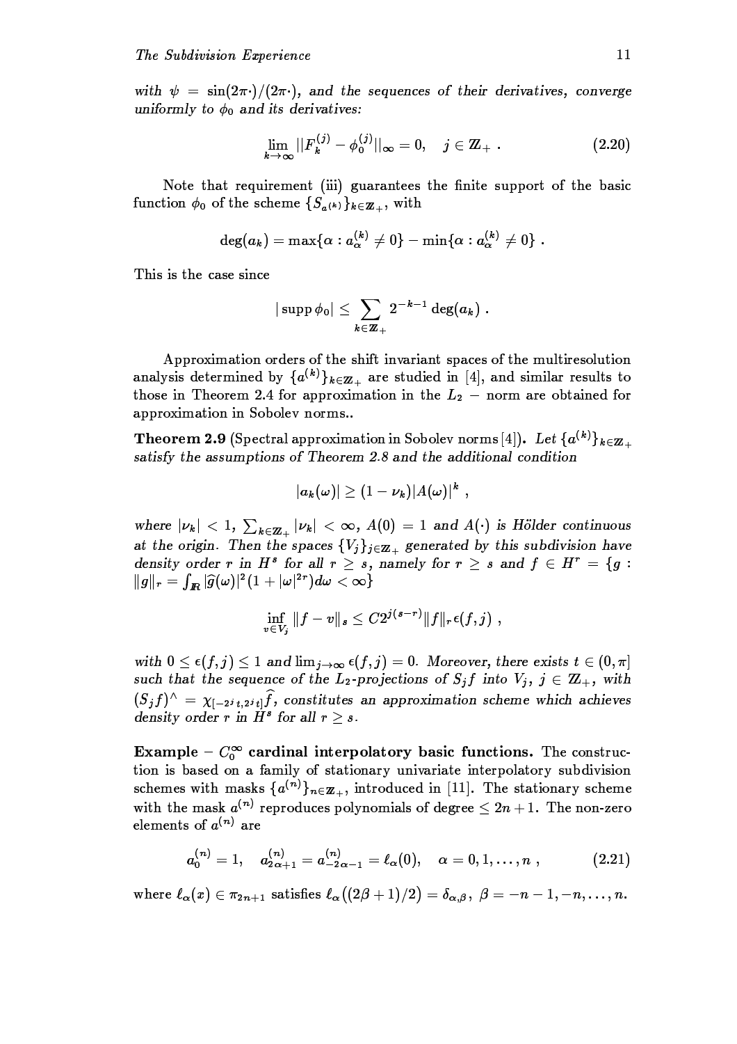*with* $\psi = \sin(2\pi\cdot)/(2\pi\cdot)$, *and the sequences of their derivatives, converge uniformly to* $\phi_0$ *and its derivatives:*

$$\lim_{k\to\infty} ||F_k^{(j)} - \phi_0^{(j)}||_\infty = 0, \quad j \in \mathbb{Z}_+ \ . \tag{2.20}$$

Note that requirement (iii) guarantees the finite support of the basic function $\phi_0$ of the scheme $\{S_{a^{(k)}}\}_{k\in\mathbb{Z}_+}$, with

$$\deg(a_k) = \max\{\alpha : a_\alpha^{(k)} \neq 0\} - \min\{\alpha : a_\alpha^{(k)} \neq 0\} \ .$$

This is the case since

$$|\operatorname{supp}\phi_0| \leq \sum_{k\in\mathbb{Z}_+} 2^{-k-1}\deg(a_k) \ .$$

Approximation orders of the shift invariant spaces of the multiresolution analysis determined by $\{a^{(k)}\}_{k\in\mathbb{Z}_+}$ are studied in [4], and similar results to those in Theorem 2.4 for approximation in the $L_2$ − norm are obtained for approximation in Sobolev norms..

**Theorem 2.9** (Spectral approximation in Sobolev norms [4]). *Let* $\{a^{(k)}\}_{k\in\mathbb{Z}_+}$ *satisfy the assumptions of Theorem 2.8 and the additional condition*

$$|a_k(\omega)| \geq (1-\nu_k)|A(\omega)|^k \ ,$$

*where* $|\nu_k| < 1$, $\sum_{k\in\mathbb{Z}_+}|\nu_k| < \infty$, $A(0) = 1$ *and* $A(\cdot)$ *is Hölder continuous at the origin. Then the spaces* $\{V_j\}_{j\in\mathbb{Z}_+}$ *generated by this subdivision have density order* $r$ *in* $H^s$ *for all* $r \geq s$, *namely for* $r \geq s$ *and* $f \in H^r = \{g : \|g\|_r = \int_{\mathbb{R}} |\widehat{g}(\omega)|^2(1+|\omega|^{2r})d\omega < \infty\}$

$$\inf_{v\in V_j}\|f-v\|_s \leq C2^{j(s-r)}\|f\|_r\,\epsilon(f,j) \ ,$$

*with* $0 \leq \epsilon(f,j) \leq 1$ *and* $\lim_{j\to\infty}\epsilon(f,j) = 0$. *Moreover, there exists* $t \in (0,\pi]$ *such that the sequence of the* $L_2$*-projections of* $S_j f$ *into* $V_j$, $j \in \mathbb{Z}_+$, *with* $(S_j f)^\wedge = \chi_{[-2^j t, 2^j t]}\widehat{f}$, *constitutes an approximation scheme which achieves density order* $r$ *in* $H^s$ *for all* $r \geq s$.

**Example** – $C_0^\infty$ **cardinal interpolatory basic functions.** The construction is based on a family of stationary univariate interpolatory subdivision schemes with masks $\{a^{(n)}\}_{n\in\mathbb{Z}_+}$, introduced in [11]. The stationary scheme with the mask $a^{(n)}$ reproduces polynomials of degree $\leq 2n+1$. The non-zero elements of $a^{(n)}$ are

$$a_0^{(n)} = 1, \quad a_{2\alpha+1}^{(n)} = a_{-2\alpha-1}^{(n)} = \ell_\alpha(0), \quad \alpha = 0,1,\ldots,n \ , \tag{2.21}$$

where $\ell_\alpha(x) \in \pi_{2n+1}$ satisfies $\ell_\alpha\big((2\beta+1)/2\big) = \delta_{\alpha,\beta}$, $\beta = -n-1, -n, \ldots, n$.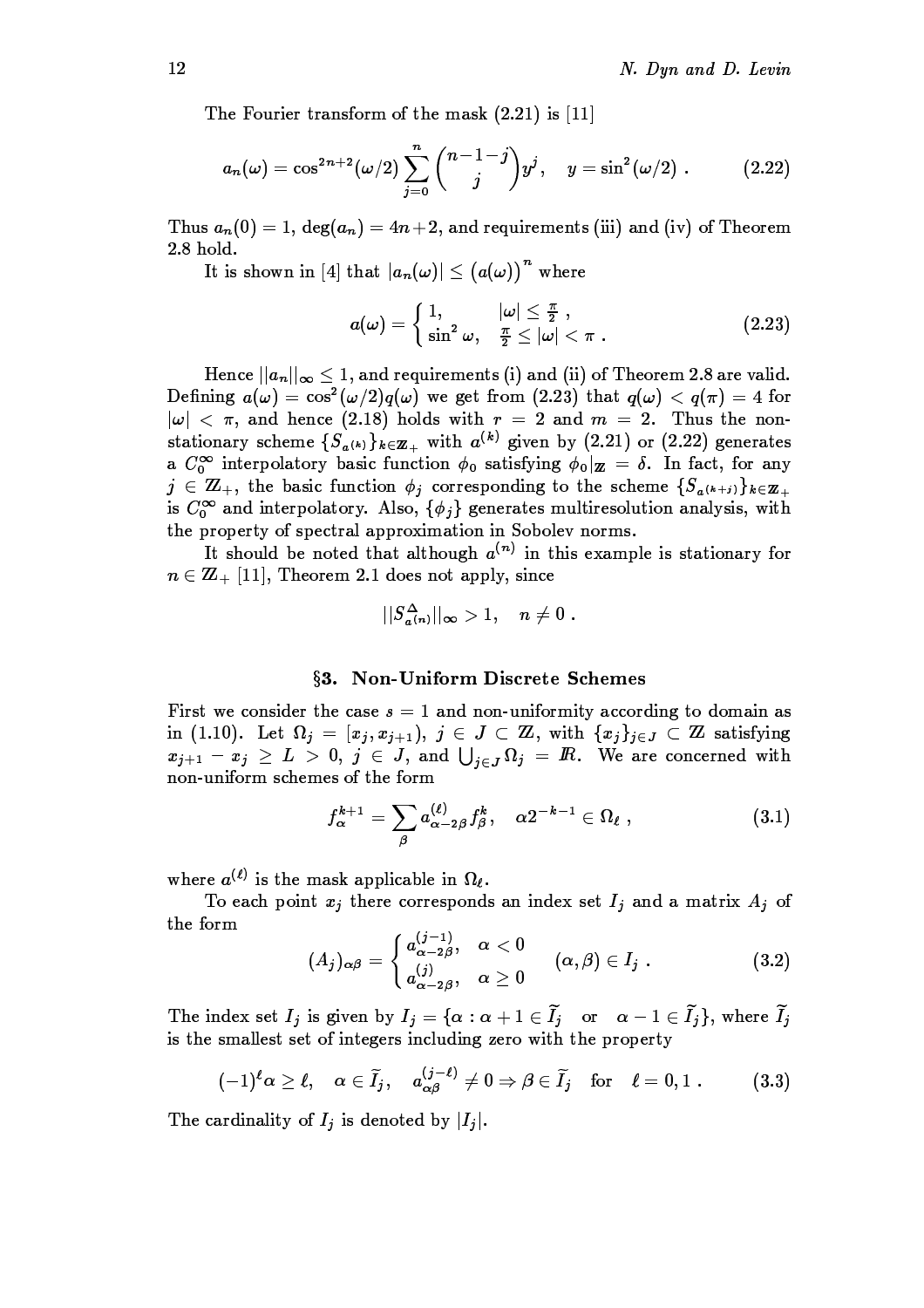The Fourier transform of the mask (2.21) is [11]

$$a_n(\omega) = \cos^{2n+2}(\omega/2) \sum_{j=0}^{n} \binom{n-1-j}{j} y^j, \quad y = \sin^2(\omega/2) \ . \tag{2.22}$$

Thus $a_n(0) = 1$, $\deg(a_n) = 4n+2$, and requirements (iii) and (iv) of Theorem 2.8 hold.

It is shown in [4] that $|a_n(\omega)| \le \big(a(\omega)\big)^n$ where

$$a(\omega) = \begin{cases} 1, & |\omega| \le \frac{\pi}{2} \ , \\ \sin^2 \omega, & \frac{\pi}{2} \le |\omega| < \pi \ . \end{cases} \tag{2.23}$$

Hence $||a_n||_\infty \le 1$, and requirements (i) and (ii) of Theorem 2.8 are valid. Defining $a(\omega) = \cos^2(\omega/2)q(\omega)$ we get from (2.23) that $q(\omega) < q(\pi) = 4$ for $|\omega| < \pi$, and hence (2.18) holds with $r = 2$ and $m = 2$. Thus the non-stationary scheme $\{S_{a^{(k)}}\}_{k \in \mathbb{Z}_+}$ with $a^{(k)}$ given by (2.21) or (2.22) generates a $C_0^\infty$ interpolatory basic function $\phi_0$ satisfying $\phi_0|_{\mathbb{Z}} = \delta$. In fact, for any $j \in \mathbb{Z}_+$, the basic function $\phi_j$ corresponding to the scheme $\{S_{a^{(k+j)}}\}_{k \in \mathbb{Z}_+}$ is $C_0^\infty$ and interpolatory. Also, $\{\phi_j\}$ generates multiresolution analysis, with the property of spectral approximation in Sobolev norms.

It should be noted that although $a^{(n)}$ in this example is stationary for $n \in \mathbb{Z}_+$ [11], Theorem 2.1 does not apply, since

$$||S^{\Delta}_{a^{(n)}}||_\infty > 1, \quad n \ne 0 \ .$$

## §3. Non-Uniform Discrete Schemes

First we consider the case $s = 1$ and non-uniformity according to domain as in (1.10). Let $\Omega_j = [x_j, x_{j+1})$, $j \in J \subset \mathbb{Z}$, with $\{x_j\}_{j \in J} \subset \mathbb{Z}$ satisfying $x_{j+1} - x_j \ge L > 0$, $j \in J$, and $\bigcup_{j \in J} \Omega_j = \mathbb{R}$. We are concerned with non-uniform schemes of the form

$$f^{k+1}_\alpha = \sum_\beta a^{(\ell)}_{\alpha - 2\beta} f^k_\beta, \quad \alpha 2^{-k-1} \in \Omega_\ell \ , \tag{3.1}$$

where $a^{(\ell)}$ is the mask applicable in $\Omega_\ell$.

To each point $x_j$ there corresponds an index set $I_j$ and a matrix $A_j$ of the form

$$(A_j)_{\alpha\beta} = \begin{cases} a^{(j-1)}_{\alpha - 2\beta}, & \alpha < 0 \\ a^{(j)}_{\alpha - 2\beta}, & \alpha \ge 0 \end{cases} \quad (\alpha, \beta) \in I_j \ . \tag{3.2}$$

The index set $I_j$ is given by $I_j = \{\alpha : \alpha + 1 \in \widetilde{I}_j \quad \text{or} \quad \alpha - 1 \in \widetilde{I}_j\}$, where $\widetilde{I}_j$ is the smallest set of integers including zero with the property

$$(-1)^\ell \alpha \ge \ell, \quad \alpha \in \widetilde{I}_j, \quad a^{(j-\ell)}_{\alpha\beta} \ne 0 \Rightarrow \beta \in \widetilde{I}_j \quad \text{for} \quad \ell = 0, 1 \ . \tag{3.3}$$

The cardinality of $I_j$ is denoted by $|I_j|$.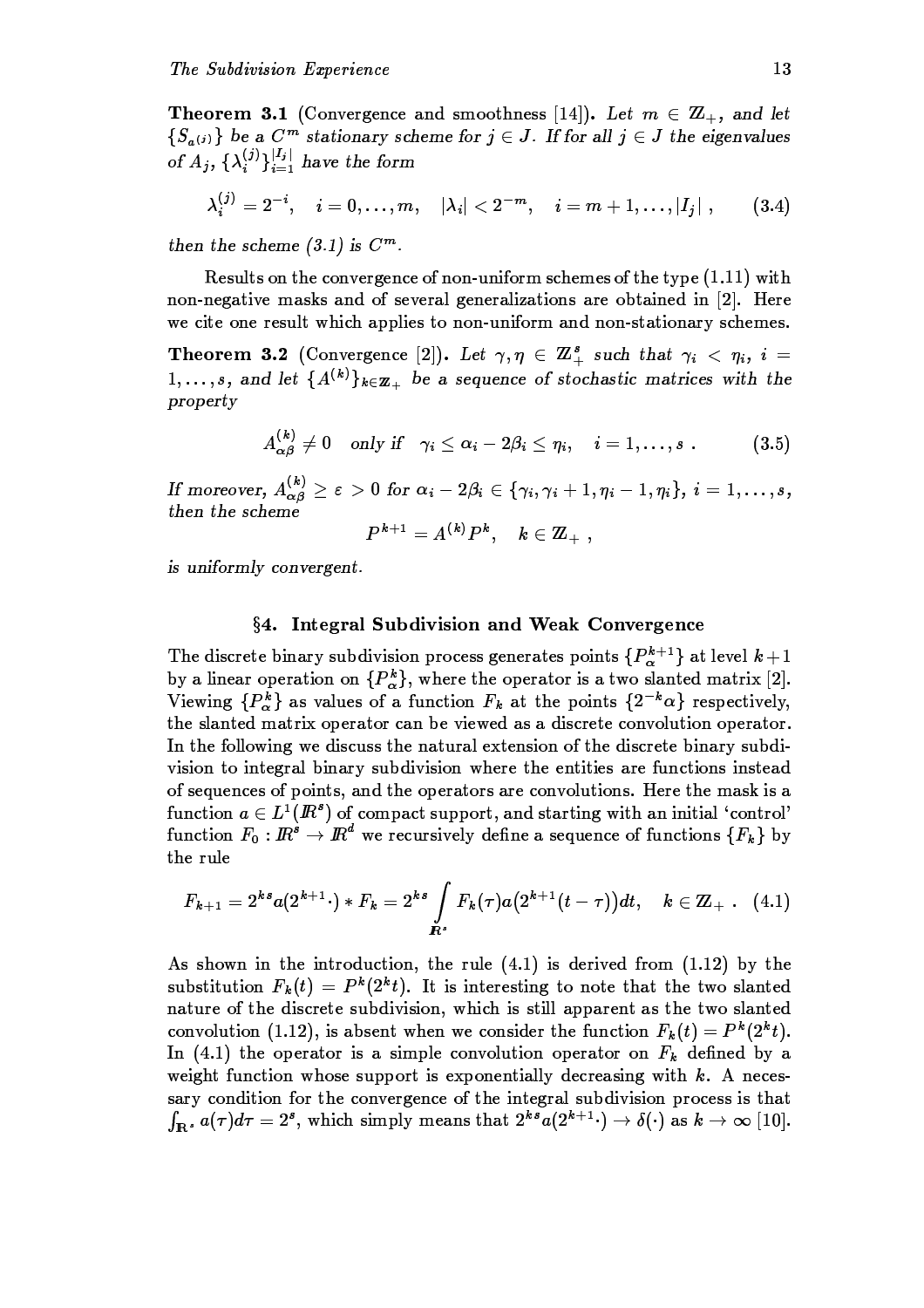**Theorem 3.1** (Convergence and smoothness [14]). *Let $m \in \mathbb{Z}_+$, and let $\{S_{a^{(j)}}\}$ be a $C^m$ stationary scheme for $j \in J$. If for all $j \in J$ the eigenvalues of $A_j$, $\{\lambda_i^{(j)}\}_{i=1}^{|I_j|}$ have the form*

$$\lambda_i^{(j)} = 2^{-i}, \quad i = 0, \ldots, m, \quad |\lambda_i| < 2^{-m}, \quad i = m+1, \ldots, |I_j| , \tag{3.4}$$

*then the scheme (3.1) is $C^m$.*

Results on the convergence of non-uniform schemes of the type (1.11) with non-negative masks and of several generalizations are obtained in [2]. Here we cite one result which applies to non-uniform and non-stationary schemes.

**Theorem 3.2** (Convergence [2]). *Let $\gamma, \eta \in \mathbb{Z}_+^s$ such that $\gamma_i < \eta_i$, $i = 1, \ldots, s$, and let $\{A^{(k)}\}_{k \in \mathbb{Z}_+}$ be a sequence of stochastic matrices with the property*

$$A_{\alpha\beta}^{(k)} \neq 0 \quad \text{only if} \quad \gamma_i \leq \alpha_i - 2\beta_i \leq \eta_i, \quad i = 1, \ldots, s \; . \tag{3.5}$$

*If moreover, $A_{\alpha\beta}^{(k)} \geq \varepsilon > 0$ for $\alpha_i - 2\beta_i \in \{\gamma_i, \gamma_i + 1, \eta_i - 1, \eta_i\}$, $i = 1, \ldots, s$, then the scheme*

$$P^{k+1} = A^{(k)} P^k, \quad k \in \mathbb{Z}_+ \; ,$$

*is uniformly convergent.*

## §4. Integral Subdivision and Weak Convergence

The discrete binary subdivision process generates points $\{P_\alpha^{k+1}\}$ at level $k+1$ by a linear operation on $\{P_\alpha^k\}$, where the operator is a two slanted matrix [2]. Viewing $\{P_\alpha^k\}$ as values of a function $F_k$ at the points $\{2^{-k}\alpha\}$ respectively, the slanted matrix operator can be viewed as a discrete convolution operator. In the following we discuss the natural extension of the discrete binary subdivision to integral binary subdivision where the entities are functions instead of sequences of points, and the operators are convolutions. Here the mask is a function $a \in L^1(\mathbb{R}^s)$ of compact support, and starting with an initial 'control' function $F_0 : \mathbb{R}^s \to \mathbb{R}^d$ we recursively define a sequence of functions $\{F_k\}$ by the rule

$$F_{k+1} = 2^{ks} a(2^{k+1} \cdot) * F_k = 2^{ks} \int_{\mathbb{R}^s} F_k(\tau) a\big(2^{k+1}(t - \tau)\big) dt, \quad k \in \mathbb{Z}_+ \; . \tag{4.1}$$

As shown in the introduction, the rule (4.1) is derived from (1.12) by the substitution $F_k(t) = P^k(2^k t)$. It is interesting to note that the two slanted nature of the discrete subdivision, which is still apparent as the two slanted convolution (1.12), is absent when we consider the function $F_k(t) = P^k(2^k t)$. In (4.1) the operator is a simple convolution operator on $F_k$ defined by a weight function whose support is exponentially decreasing with $k$. A necessary condition for the convergence of the integral subdivision process is that $\int_{\mathbb{R}^s} a(\tau) d\tau = 2^s$, which simply means that $2^{ks} a(2^{k+1} \cdot) \to \delta(\cdot)$ as $k \to \infty$ [10].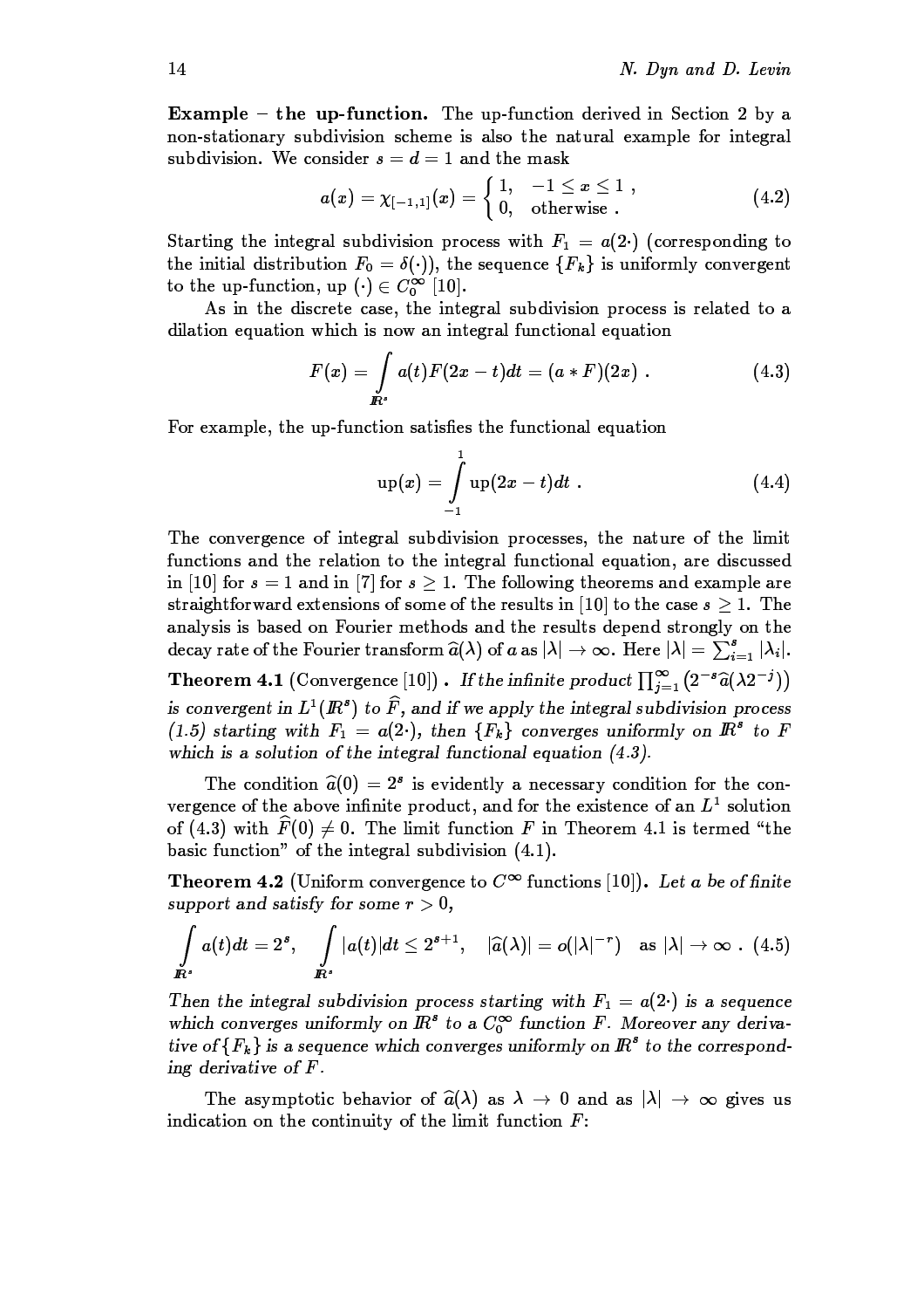**Example – the up-function.** The up-function derived in Section 2 by a non-stationary subdivision scheme is also the natural example for integral subdivision. We consider $s = d = 1$ and the mask

$$a(x) = \chi_{[-1,1]}(x) = \begin{cases} 1, & -1 \leq x \leq 1 \ , \\ 0, & \text{otherwise} \ . \end{cases} \tag{4.2}$$

Starting the integral subdivision process with $F_1 = a(2\cdot)$ (corresponding to the initial distribution $F_0 = \delta(\cdot)$), the sequence $\{F_k\}$ is uniformly convergent to the up-function, up $(\cdot) \in C_0^\infty$ [10].

As in the discrete case, the integral subdivision process is related to a dilation equation which is now an integral functional equation

$$F(x) = \int_{\mathbb{R}^s} a(t)F(2x - t)dt = (a * F)(2x) \ . \tag{4.3}$$

For example, the up-function satisfies the functional equation

$$\text{up}(x) = \int_{-1}^{1} \text{up}(2x - t)dt \ . \tag{4.4}$$

The convergence of integral subdivision processes, the nature of the limit functions and the relation to the integral functional equation, are discussed in [10] for $s = 1$ and in [7] for $s \geq 1$. The following theorems and example are straightforward extensions of some of the results in [10] to the case $s \geq 1$. The analysis is based on Fourier methods and the results depend strongly on the decay rate of the Fourier transform $\widehat{a}(\lambda)$ of $a$ as $|\lambda| \to \infty$. Here $|\lambda| = \sum_{i=1}^{s} |\lambda_i|$.

**Theorem 4.1** (Convergence [10]) **.** *If the infinite product $\prod_{j=1}^{\infty} \left(2^{-s}\widehat{a}(\lambda 2^{-j})\right)$ is convergent in $L^1(\mathbb{R}^s)$ to $\widehat{F}$, and if we apply the integral subdivision process (1.5) starting with $F_1 = a(2\cdot)$, then $\{F_k\}$ converges uniformly on $\mathbb{R}^s$ to $F$ which is a solution of the integral functional equation (4.3).*

The condition $\widehat{a}(0) = 2^s$ is evidently a necessary condition for the convergence of the above infinite product, and for the existence of an $L^1$ solution of (4.3) with $\widehat{F}(0) \neq 0$. The limit function $F$ in Theorem 4.1 is termed "the basic function" of the integral subdivision (4.1).

**Theorem 4.2** (Uniform convergence to $C^\infty$ functions [10])**.** *Let $a$ be of finite support and satisfy for some $r > 0$,*

$$\int_{\mathbb{R}^s} a(t)dt = 2^s, \quad \int_{\mathbb{R}^s} |a(t)|dt \leq 2^{s+1}, \quad |\widehat{a}(\lambda)| = o(|\lambda|^{-r}) \quad \text{as } |\lambda| \to \infty \ . \tag{4.5}$$

*Then the integral subdivision process starting with $F_1 = a(2\cdot)$ is a sequence which converges uniformly on $\mathbb{R}^s$ to a $C_0^\infty$ function $F$. Moreover any derivative of $\{F_k\}$ is a sequence which converges uniformly on $\mathbb{R}^s$ to the corresponding derivative of $F$.*

The asymptotic behavior of $\widehat{a}(\lambda)$ as $\lambda \to 0$ and as $|\lambda| \to \infty$ gives us indication on the continuity of the limit function $F$: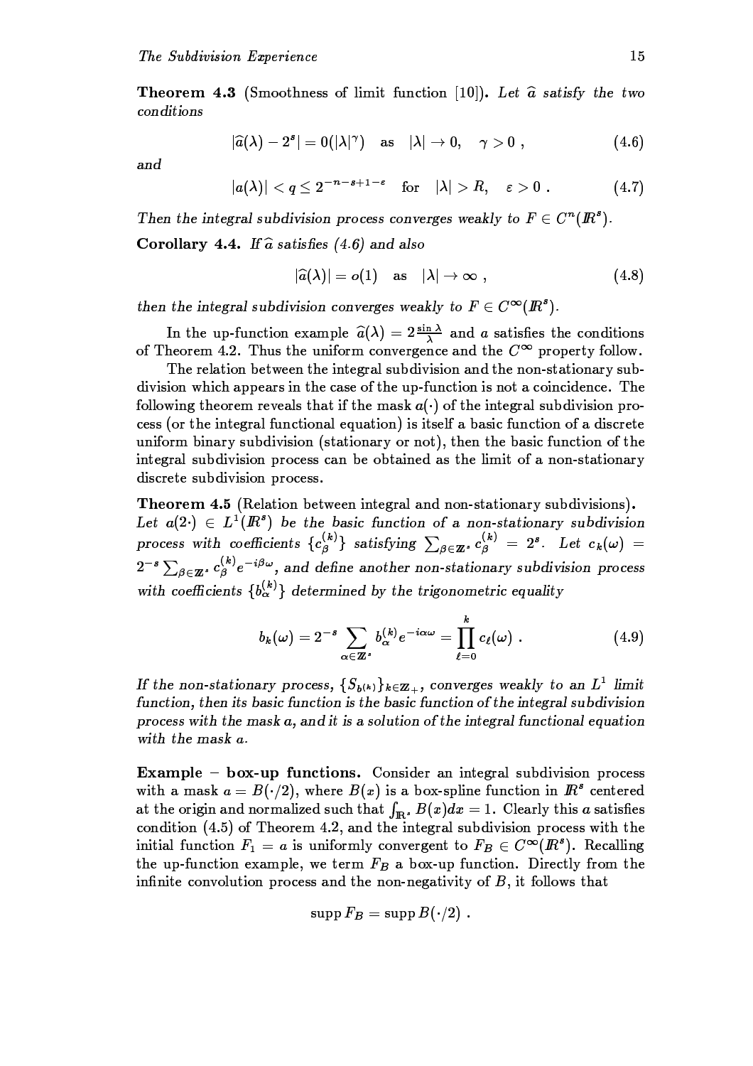**Theorem 4.3** (Smoothness of limit function [10]). *Let $\widehat{a}$ satisfy the two conditions*

$$|\widehat{a}(\lambda) - 2^s| = 0(|\lambda|^\gamma) \quad \text{as} \quad |\lambda| \to 0, \quad \gamma > 0 \ , \tag{4.6}$$

*and*

$$|a(\lambda)| < q \leq 2^{-n-s+1-\varepsilon} \quad \text{for} \quad |\lambda| > R, \quad \varepsilon > 0 \ . \tag{4.7}$$

*Then the integral subdivision process converges weakly to $F \in C^n(\mathbb{R}^s)$.*

**Corollary 4.4.** *If $\widehat{a}$ satisfies (4.6) and also*

$$|\widehat{a}(\lambda)| = o(1) \quad \text{as} \quad |\lambda| \to \infty \ , \tag{4.8}$$

*then the integral subdivision converges weakly to $F \in C^\infty(\mathbb{R}^s)$.*

In the up-function example $\widehat{a}(\lambda) = 2\frac{\sin\lambda}{\lambda}$ and $a$ satisfies the conditions of Theorem 4.2. Thus the uniform convergence and the $C^\infty$ property follow.

The relation between the integral subdivision and the non-stationary subdivision which appears in the case of the up-function is not a coincidence. The following theorem reveals that if the mask $a(\cdot)$ of the integral subdivision process (or the integral functional equation) is itself a basic function of a discrete uniform binary subdivision (stationary or not), then the basic function of the integral subdivision process can be obtained as the limit of a non-stationary discrete subdivision process.

**Theorem 4.5** (Relation between integral and non-stationary subdivisions). *Let $a(2\cdot) \in L^1(\mathbb{R}^s)$ be the basic function of a non-stationary subdivision process with coefficients $\{c^{(k)}_\beta\}$ satisfying $\sum_{\beta\in\mathbb{Z}^s} c^{(k)}_\beta = 2^s$. Let $c_k(\omega) = 2^{-s}\sum_{\beta\in\mathbb{Z}^s} c^{(k)}_\beta e^{-i\beta\omega}$, and define another non-stationary subdivision process with coefficients $\{b^{(k)}_\alpha\}$ determined by the trigonometric equality*

$$b_k(\omega) = 2^{-s}\sum_{\alpha\in\mathbb{Z}^s} b^{(k)}_\alpha e^{-i\alpha\omega} = \prod_{\ell=0}^{k} c_\ell(\omega) \ . \tag{4.9}$$

*If the non-stationary process, $\{S_{b^{(k)}}\}_{k\in\mathbb{Z}_+}$, converges weakly to an $L^1$ limit function, then its basic function is the basic function of the integral subdivision process with the mask $a$, and it is a solution of the integral functional equation with the mask $a$.*

**Example – box-up functions.** Consider an integral subdivision process with a mask $a = B(\cdot/2)$, where $B(x)$ is a box-spline function in $\mathbb{R}^s$ centered at the origin and normalized such that $\int_{\mathbb{R}^s} B(x)dx = 1$. Clearly this $a$ satisfies condition (4.5) of Theorem 4.2, and the integral subdivision process with the initial function $F_1 = a$ is uniformly convergent to $F_B \in C^\infty(\mathbb{R}^s)$. Recalling the up-function example, we term $F_B$ a box-up function. Directly from the infinite convolution process and the non-negativity of $B$, it follows that

$$\operatorname{supp} F_B = \operatorname{supp} B(\cdot/2) \ .$$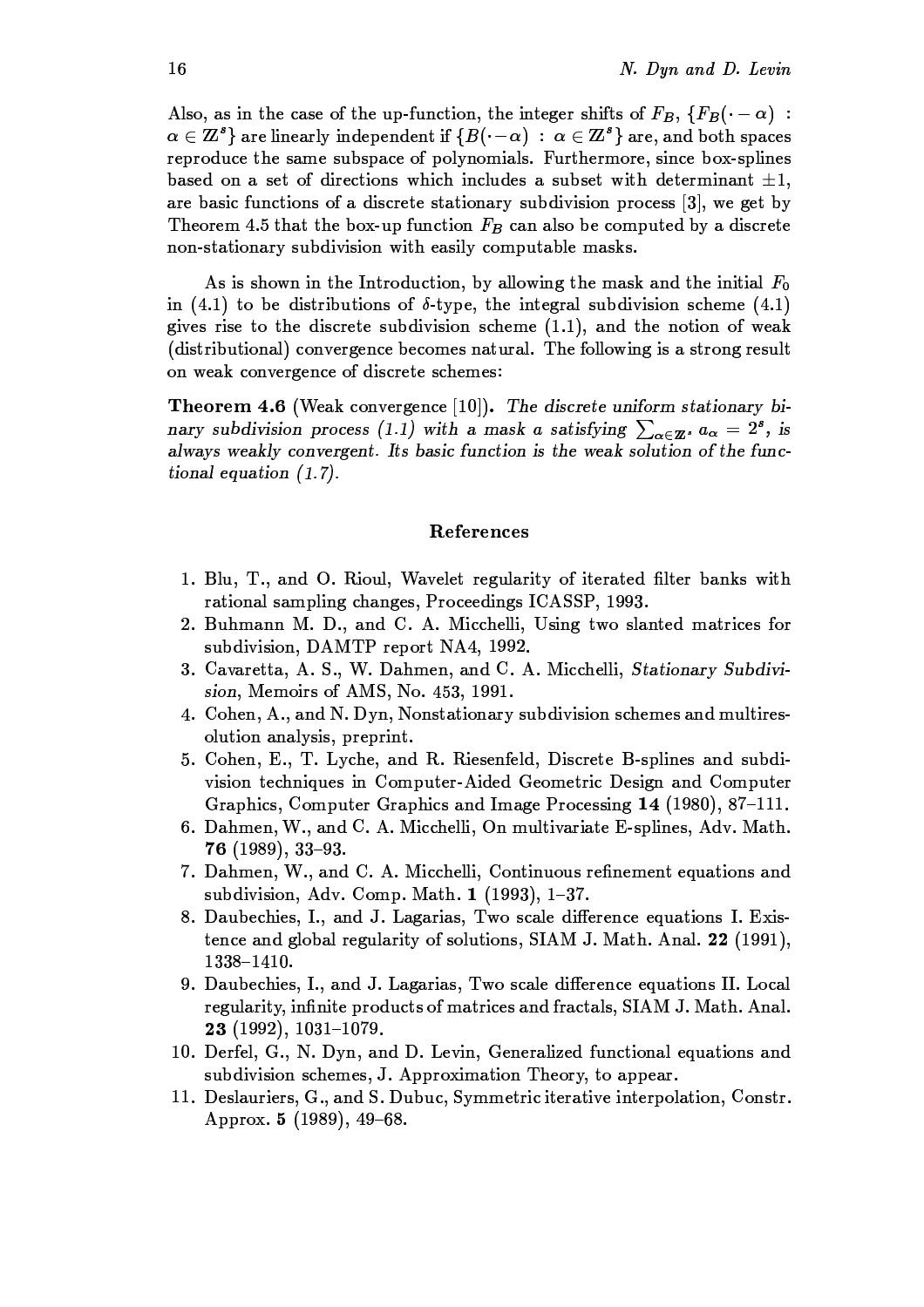Also, as in the case of the up-function, the integer shifts of $F_B$, $\{F_B(\cdot - \alpha) : \alpha \in \mathbb{Z}^s\}$ are linearly independent if $\{B(\cdot - \alpha) : \alpha \in \mathbb{Z}^s\}$ are, and both spaces reproduce the same subspace of polynomials. Furthermore, since box-splines based on a set of directions which includes a subset with determinant $\pm 1$, are basic functions of a discrete stationary subdivision process [3], we get by Theorem 4.5 that the box-up function $F_B$ can also be computed by a discrete non-stationary subdivision with easily computable masks.

As is shown in the Introduction, by allowing the mask and the initial $F_0$ in (4.1) to be distributions of $\delta$-type, the integral subdivision scheme (4.1) gives rise to the discrete subdivision scheme (1.1), and the notion of weak (distributional) convergence becomes natural. The following is a strong result on weak convergence of discrete schemes:

**Theorem 4.6** (Weak convergence [10]). *The discrete uniform stationary binary subdivision process (1.1) with a mask a satisfying $\sum_{\alpha \in \mathbb{Z}^s} a_\alpha = 2^s$, is always weakly convergent. Its basic function is the weak solution of the functional equation (1.7).*

## References

1. Blu, T., and O. Rioul, Wavelet regularity of iterated filter banks with rational sampling changes, Proceedings ICASSP, 1993.
2. Buhmann M. D., and C. A. Micchelli, Using two slanted matrices for subdivision, DAMTP report NA4, 1992.
3. Cavaretta, A. S., W. Dahmen, and C. A. Micchelli, *Stationary Subdivision*, Memoirs of AMS, No. 453, 1991.
4. Cohen, A., and N. Dyn, Nonstationary subdivision schemes and multiresolution analysis, preprint.
5. Cohen, E., T. Lyche, and R. Riesenfeld, Discrete B-splines and subdivision techniques in Computer-Aided Geometric Design and Computer Graphics, Computer Graphics and Image Processing **14** (1980), 87–111.
6. Dahmen, W., and C. A. Micchelli, On multivariate E-splines, Adv. Math. **76** (1989), 33–93.
7. Dahmen, W., and C. A. Micchelli, Continuous refinement equations and subdivision, Adv. Comp. Math. **1** (1993), 1–37.
8. Daubechies, I., and J. Lagarias, Two scale difference equations I. Existence and global regularity of solutions, SIAM J. Math. Anal. **22** (1991), 1338–1410.
9. Daubechies, I., and J. Lagarias, Two scale difference equations II. Local regularity, infinite products of matrices and fractals, SIAM J. Math. Anal. **23** (1992), 1031–1079.
10. Derfel, G., N. Dyn, and D. Levin, Generalized functional equations and subdivision schemes, J. Approximation Theory, to appear.
11. Deslauriers, G., and S. Dubuc, Symmetric iterative interpolation, Constr. Approx. **5** (1989), 49–68.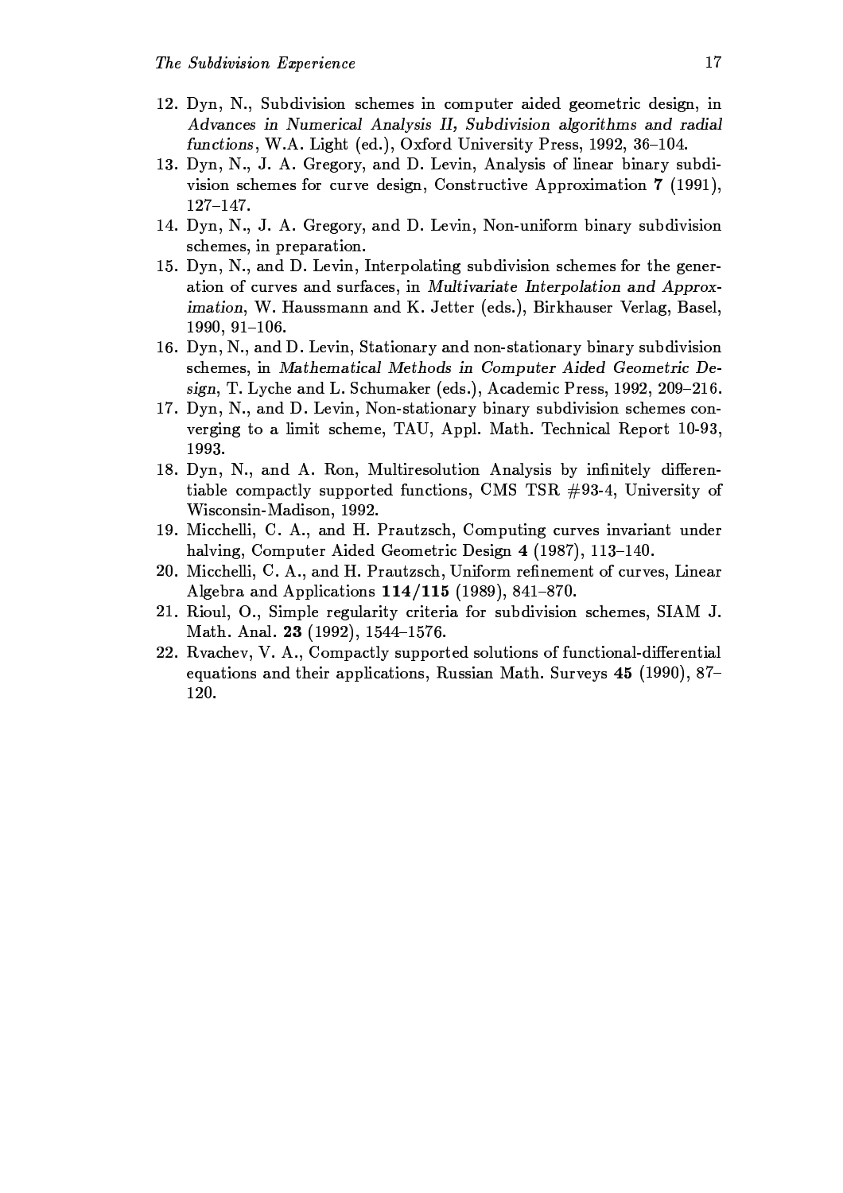12. Dyn, N., Subdivision schemes in computer aided geometric design, in *Advances in Numerical Analysis II, Subdivision algorithms and radial functions*, W.A. Light (ed.), Oxford University Press, 1992, 36–104.
13. Dyn, N., J. A. Gregory, and D. Levin, Analysis of linear binary subdivision schemes for curve design, Constructive Approximation **7** (1991), 127–147.
14. Dyn, N., J. A. Gregory, and D. Levin, Non-uniform binary subdivision schemes, in preparation.
15. Dyn, N., and D. Levin, Interpolating subdivision schemes for the generation of curves and surfaces, in *Multivariate Interpolation and Approximation*, W. Haussmann and K. Jetter (eds.), Birkhauser Verlag, Basel, 1990, 91–106.
16. Dyn, N., and D. Levin, Stationary and non-stationary binary subdivision schemes, in *Mathematical Methods in Computer Aided Geometric Design*, T. Lyche and L. Schumaker (eds.), Academic Press, 1992, 209–216.
17. Dyn, N., and D. Levin, Non-stationary binary subdivision schemes converging to a limit scheme, TAU, Appl. Math. Technical Report 10-93, 1993.
18. Dyn, N., and A. Ron, Multiresolution Analysis by infinitely differentiable compactly supported functions, CMS TSR #93-4, University of Wisconsin-Madison, 1992.
19. Micchelli, C. A., and H. Prautzsch, Computing curves invariant under halving, Computer Aided Geometric Design **4** (1987), 113–140.
20. Micchelli, C. A., and H. Prautzsch, Uniform refinement of curves, Linear Algebra and Applications **114/115** (1989), 841–870.
21. Rioul, O., Simple regularity criteria for subdivision schemes, SIAM J. Math. Anal. **23** (1992), 1544–1576.
22. Rvachev, V. A., Compactly supported solutions of functional-differential equations and their applications, Russian Math. Surveys **45** (1990), 87–120.